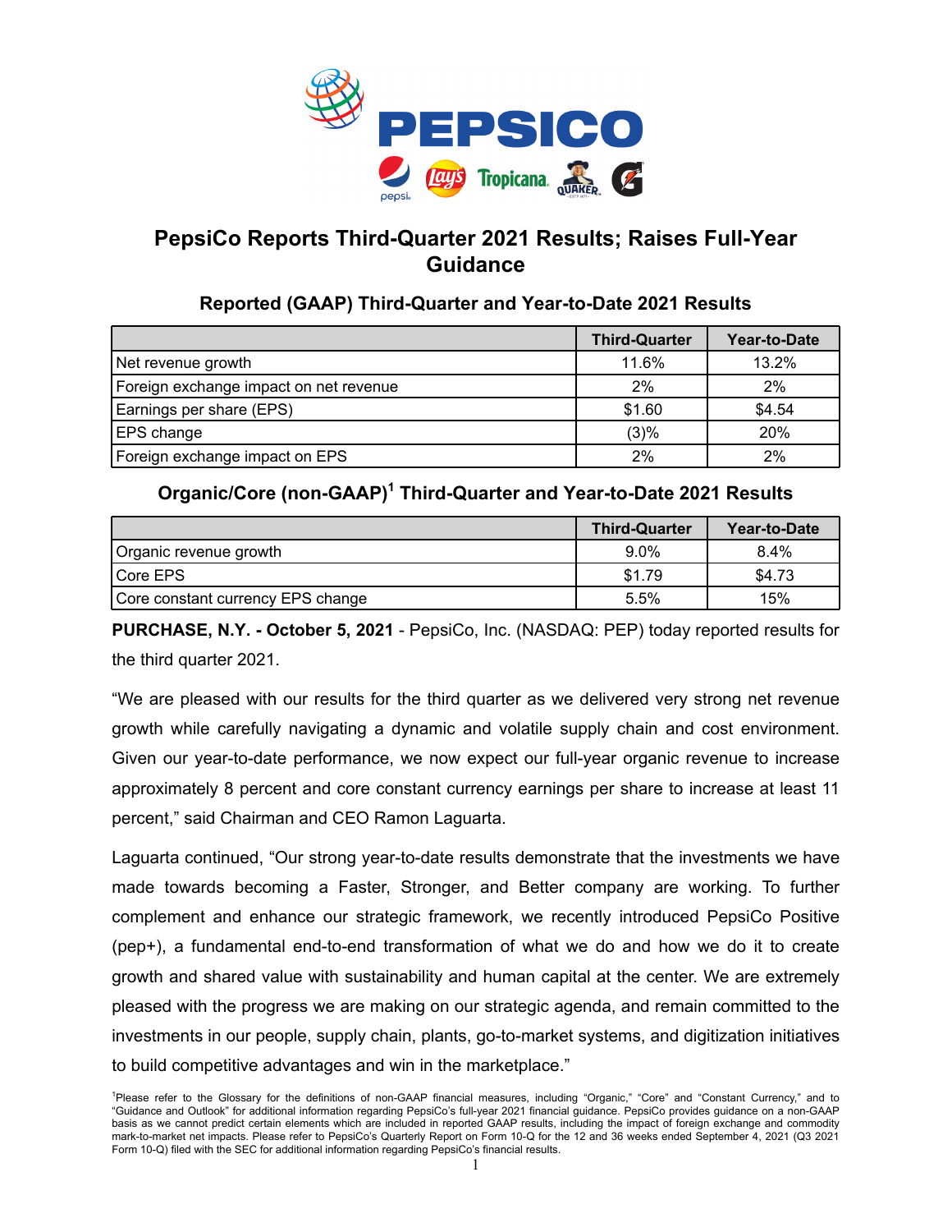# PepsiCo Reports Third-Quarter 2021 Results; Raises Full-Year Guidance

### Reported (GAAP) Third-Quarter and Year-to-Date 2021 Results

| | Third-Quarter | Year-to-Date |
|---|---|---|
| Net revenue growth | 11.6% | 13.2% |
| Foreign exchange impact on net revenue | 2% | 2% |
| Earnings per share (EPS) | $1.60 | $4.54 |
| EPS change | (3)% | 20% |
| Foreign exchange impact on EPS | 2% | 2% |

### Organic/Core (non-GAAP)[1] Third-Quarter and Year-to-Date 2021 Results

| | Third-Quarter | Year-to-Date |
|---|---|---|
| Organic revenue growth | 9.0% | 8.4% |
| Core EPS | $1.79 | $4.73 |
| Core constant currency EPS change | 5.5% | 15% |

**PURCHASE, N.Y. - October 5, 2021** - PepsiCo, Inc. (NASDAQ: PEP) today reported results for the third quarter 2021.

"We are pleased with our results for the third quarter as we delivered very strong net revenue growth while carefully navigating a dynamic and volatile supply chain and cost environment. Given our year-to-date performance, we now expect our full-year organic revenue to increase approximately 8 percent and core constant currency earnings per share to increase at least 11 percent," said Chairman and CEO Ramon Laguarta.

Laguarta continued, "Our strong year-to-date results demonstrate that the investments we have made towards becoming a Faster, Stronger, and Better company are working. To further complement and enhance our strategic framework, we recently introduced PepsiCo Positive (pep+), a fundamental end-to-end transformation of what we do and how we do it to create growth and shared value with sustainability and human capital at the center. We are extremely pleased with the progress we are making on our strategic agenda, and remain committed to the investments in our people, supply chain, plants, go-to-market systems, and digitization initiatives to build competitive advantages and win in the marketplace."

[1]Please refer to the Glossary for the definitions of non-GAAP financial measures, including "Organic," "Core" and "Constant Currency," and to "Guidance and Outlook" for additional information regarding PepsiCo's full-year 2021 financial guidance. PepsiCo provides guidance on a non-GAAP basis as we cannot predict certain elements which are included in reported GAAP results, including the impact of foreign exchange and commodity mark-to-market net impacts. Please refer to PepsiCo's Quarterly Report on Form 10-Q for the 12 and 36 weeks ended September 4, 2021 (Q3 2021 Form 10-Q) filed with the SEC for additional information regarding PepsiCo's financial results.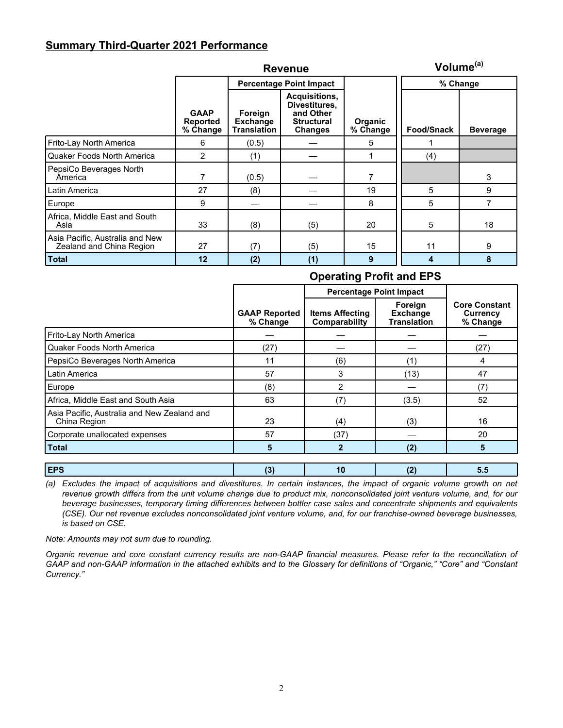## Summary Third-Quarter 2021 Performance

| | Revenue | | | | Volume[(a)] | |
|---|---|---|---|---|---|---|
| | | Percentage Point Impact | | | % Change | |
| | GAAP Reported % Change | Foreign Exchange Translation | Acquisitions, Divestitures, and Other Structural Changes | Organic % Change | Food/Snack | Beverage |
| Frito-Lay North America | 6 | (0.5) | — | 5 | 1 | |
| Quaker Foods North America | 2 | (1) | — | 1 | (4) | |
| PepsiCo Beverages North America | 7 | (0.5) | — | 7 | | 3 |
| Latin America | 27 | (8) | — | 19 | 5 | 9 |
| Europe | 9 | — | — | 8 | 5 | 7 |
| Africa, Middle East and South Asia | 33 | (8) | (5) | 20 | 5 | 18 |
| Asia Pacific, Australia and New Zealand and China Region | 27 | (7) | (5) | 15 | 11 | 9 |
| **Total** | **12** | **(2)** | **(1)** | **9** | **4** | **8** |

### Operating Profit and EPS

| | | Percentage Point Impact | | |
|---|---|---|---|---|
| | GAAP Reported % Change | Items Affecting Comparability | Foreign Exchange Translation | Core Constant Currency % Change |
| Frito-Lay North America | — | — | — | — |
| Quaker Foods North America | (27) | — | — | (27) |
| PepsiCo Beverages North America | 11 | (6) | (1) | 4 |
| Latin America | 57 | 3 | (13) | 47 |
| Europe | (8) | 2 | — | (7) |
| Africa, Middle East and South Asia | 63 | (7) | (3.5) | 52 |
| Asia Pacific, Australia and New Zealand and China Region | 23 | (4) | (3) | 16 |
| Corporate unallocated expenses | 57 | (37) | — | 20 |
| **Total** | **5** | **2** | **(2)** | **5** |
| | | | | |
| **EPS** | **(3)** | **10** | **(2)** | **5.5** |

*(a) Excludes the impact of acquisitions and divestitures. In certain instances, the impact of organic volume growth on net revenue growth differs from the unit volume change due to product mix, nonconsolidated joint venture volume, and, for our beverage businesses, temporary timing differences between bottler case sales and concentrate shipments and equivalents (CSE). Our net revenue excludes nonconsolidated joint venture volume, and, for our franchise-owned beverage businesses, is based on CSE.*

*Note: Amounts may not sum due to rounding.*

*Organic revenue and core constant currency results are non-GAAP financial measures. Please refer to the reconciliation of GAAP and non-GAAP information in the attached exhibits and to the Glossary for definitions of "Organic," "Core" and "Constant Currency."*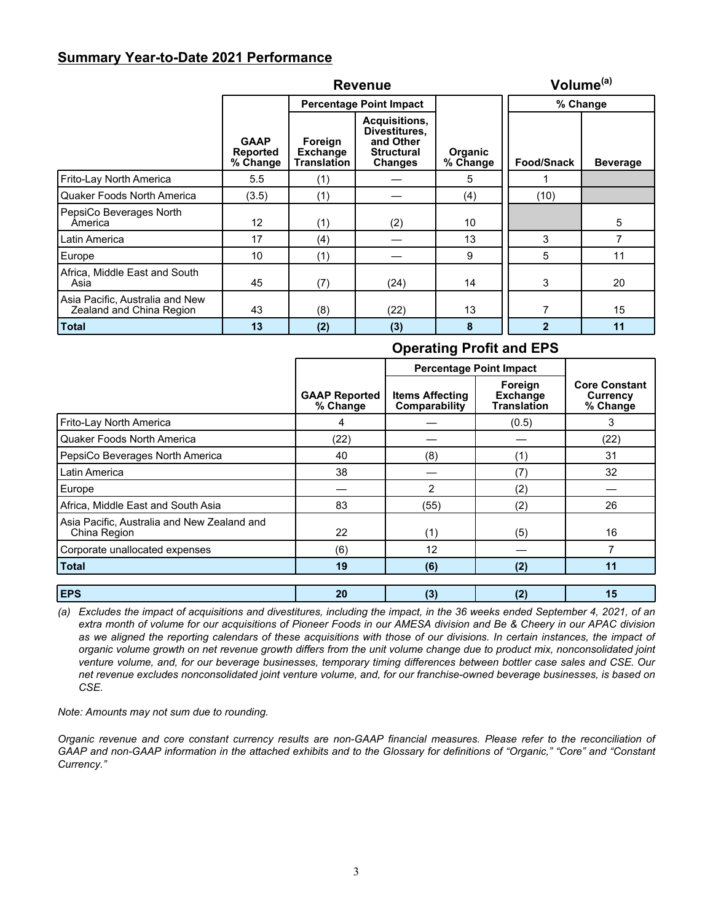## Summary Year-to-Date 2021 Performance

| | Revenue | | | | Volume[(a)] | |
|---|---|---|---|---|---|---|
| | | Percentage Point Impact | | | % Change | |
| | GAAP Reported % Change | Foreign Exchange Translation | Acquisitions, Divestitures, and Other Structural Changes | Organic % Change | Food/Snack | Beverage |
| Frito-Lay North America | 5.5 | (1) | — | 5 | 1 | |
| Quaker Foods North America | (3.5) | (1) | — | (4) | (10) | |
| PepsiCo Beverages North America | 12 | (1) | (2) | 10 | | 5 |
| Latin America | 17 | (4) | — | 13 | 3 | 7 |
| Europe | 10 | (1) | — | 9 | 5 | 11 |
| Africa, Middle East and South Asia | 45 | (7) | (24) | 14 | 3 | 20 |
| Asia Pacific, Australia and New Zealand and China Region | 43 | (8) | (22) | 13 | 7 | 15 |
| **Total** | **13** | **(2)** | **(3)** | **8** | **2** | **11** |

### Operating Profit and EPS

| | GAAP Reported % Change | Percentage Point Impact | | Core Constant Currency % Change |
|---|---|---|---|---|
| | | Items Affecting Comparability | Foreign Exchange Translation | |
| Frito-Lay North America | 4 | — | (0.5) | 3 |
| Quaker Foods North America | (22) | — | — | (22) |
| PepsiCo Beverages North America | 40 | (8) | (1) | 31 |
| Latin America | 38 | — | (7) | 32 |
| Europe | — | 2 | (2) | — |
| Africa, Middle East and South Asia | 83 | (55) | (2) | 26 |
| Asia Pacific, Australia and New Zealand and China Region | 22 | (1) | (5) | 16 |
| Corporate unallocated expenses | (6) | 12 | — | 7 |
| **Total** | **19** | **(6)** | **(2)** | **11** |
| | | | | |
| **EPS** | **20** | **(3)** | **(2)** | **15** |

*(a) Excludes the impact of acquisitions and divestitures, including the impact, in the 36 weeks ended September 4, 2021, of an extra month of volume for our acquisitions of Pioneer Foods in our AMESA division and Be & Cheery in our APAC division as we aligned the reporting calendars of these acquisitions with those of our divisions. In certain instances, the impact of organic volume growth on net revenue growth differs from the unit volume change due to product mix, nonconsolidated joint venture volume, and, for our beverage businesses, temporary timing differences between bottler case sales and CSE. Our net revenue excludes nonconsolidated joint venture volume, and, for our franchise-owned beverage businesses, is based on CSE.*

*Note: Amounts may not sum due to rounding.*

*Organic revenue and core constant currency results are non-GAAP financial measures. Please refer to the reconciliation of GAAP and non-GAAP information in the attached exhibits and to the Glossary for definitions of "Organic," "Core" and "Constant Currency."*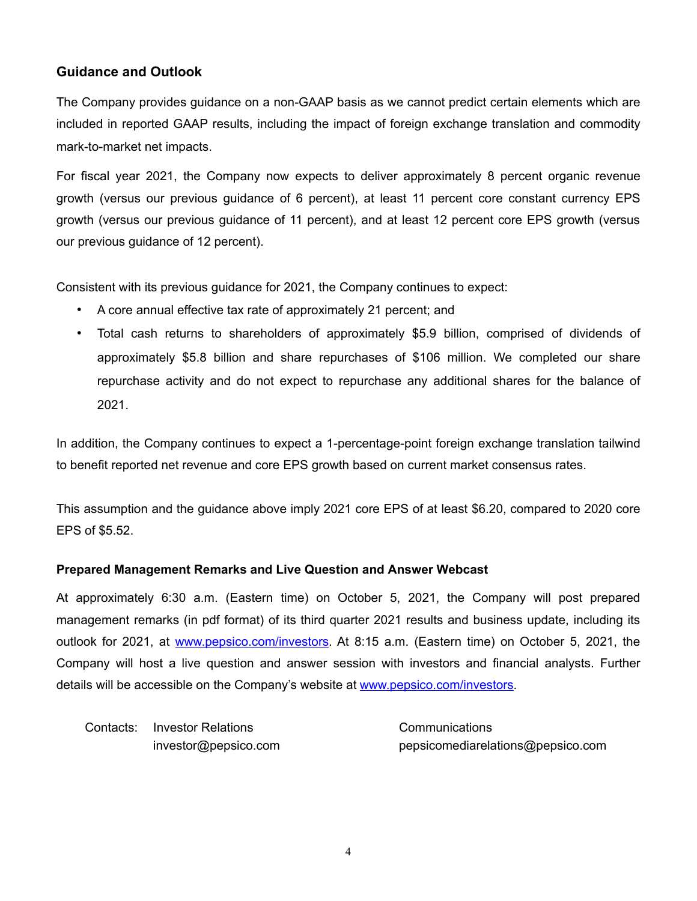## Guidance and Outlook

The Company provides guidance on a non-GAAP basis as we cannot predict certain elements which are included in reported GAAP results, including the impact of foreign exchange translation and commodity mark-to-market net impacts.

For fiscal year 2021, the Company now expects to deliver approximately 8 percent organic revenue growth (versus our previous guidance of 6 percent), at least 11 percent core constant currency EPS growth (versus our previous guidance of 11 percent), and at least 12 percent core EPS growth (versus our previous guidance of 12 percent).

Consistent with its previous guidance for 2021, the Company continues to expect:

- A core annual effective tax rate of approximately 21 percent; and
- Total cash returns to shareholders of approximately $5.9 billion, comprised of dividends of approximately $5.8 billion and share repurchases of $106 million. We completed our share repurchase activity and do not expect to repurchase any additional shares for the balance of 2021.

In addition, the Company continues to expect a 1-percentage-point foreign exchange translation tailwind to benefit reported net revenue and core EPS growth based on current market consensus rates.

This assumption and the guidance above imply 2021 core EPS of at least $6.20, compared to 2020 core EPS of $5.52.

### Prepared Management Remarks and Live Question and Answer Webcast

At approximately 6:30 a.m. (Eastern time) on October 5, 2021, the Company will post prepared management remarks (in pdf format) of its third quarter 2021 results and business update, including its outlook for 2021, at www.pepsico.com/investors. At 8:15 a.m. (Eastern time) on October 5, 2021, the Company will host a live question and answer session with investors and financial analysts. Further details will be accessible on the Company's website at www.pepsico.com/investors.

| Contacts: | Investor Relations | Communications |
|---|---|---|
| | investor@pepsico.com | pepsicomediarelations@pepsico.com |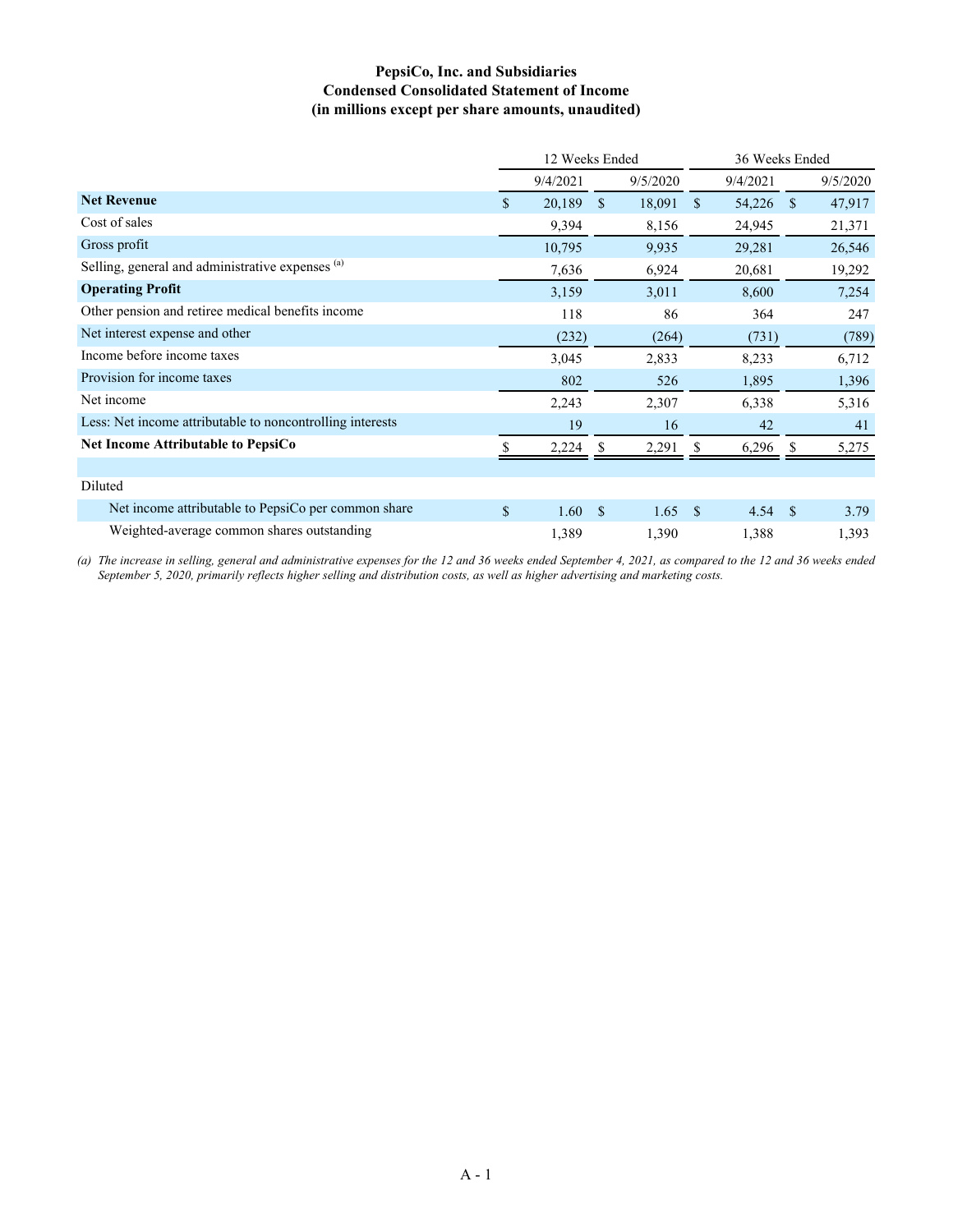**PepsiCo, Inc. and Subsidiaries**
**Condensed Consolidated Statement of Income**
**(in millions except per share amounts, unaudited)**

| | 12 Weeks Ended | | 36 Weeks Ended | |
|---|---|---|---|---|
| | 9/4/2021 | 9/5/2020 | 9/4/2021 | 9/5/2020 |
| **Net Revenue** | $ 20,189 | $ 18,091 | $ 54,226 | $ 47,917 |
| Cost of sales | 9,394 | 8,156 | 24,945 | 21,371 |
| Gross profit | 10,795 | 9,935 | 29,281 | 26,546 |
| Selling, general and administrative expenses [(a)] | 7,636 | 6,924 | 20,681 | 19,292 |
| **Operating Profit** | 3,159 | 3,011 | 8,600 | 7,254 |
| Other pension and retiree medical benefits income | 118 | 86 | 364 | 247 |
| Net interest expense and other | (232) | (264) | (731) | (789) |
| Income before income taxes | 3,045 | 2,833 | 8,233 | 6,712 |
| Provision for income taxes | 802 | 526 | 1,895 | 1,396 |
| Net income | 2,243 | 2,307 | 6,338 | 5,316 |
| Less: Net income attributable to noncontrolling interests | 19 | 16 | 42 | 41 |
| **Net Income Attributable to PepsiCo** | $ 2,224 | $ 2,291 | $ 6,296 | $ 5,275 |
| | | | | |
| Diluted | | | | |
| Net income attributable to PepsiCo per common share | $ 1.60 | $ 1.65 | $ 4.54 | $ 3.79 |
| Weighted-average common shares outstanding | 1,389 | 1,390 | 1,388 | 1,393 |

*(a) The increase in selling, general and administrative expenses for the 12 and 36 weeks ended September 4, 2021, as compared to the 12 and 36 weeks ended September 5, 2020, primarily reflects higher selling and distribution costs, as well as higher advertising and marketing costs.*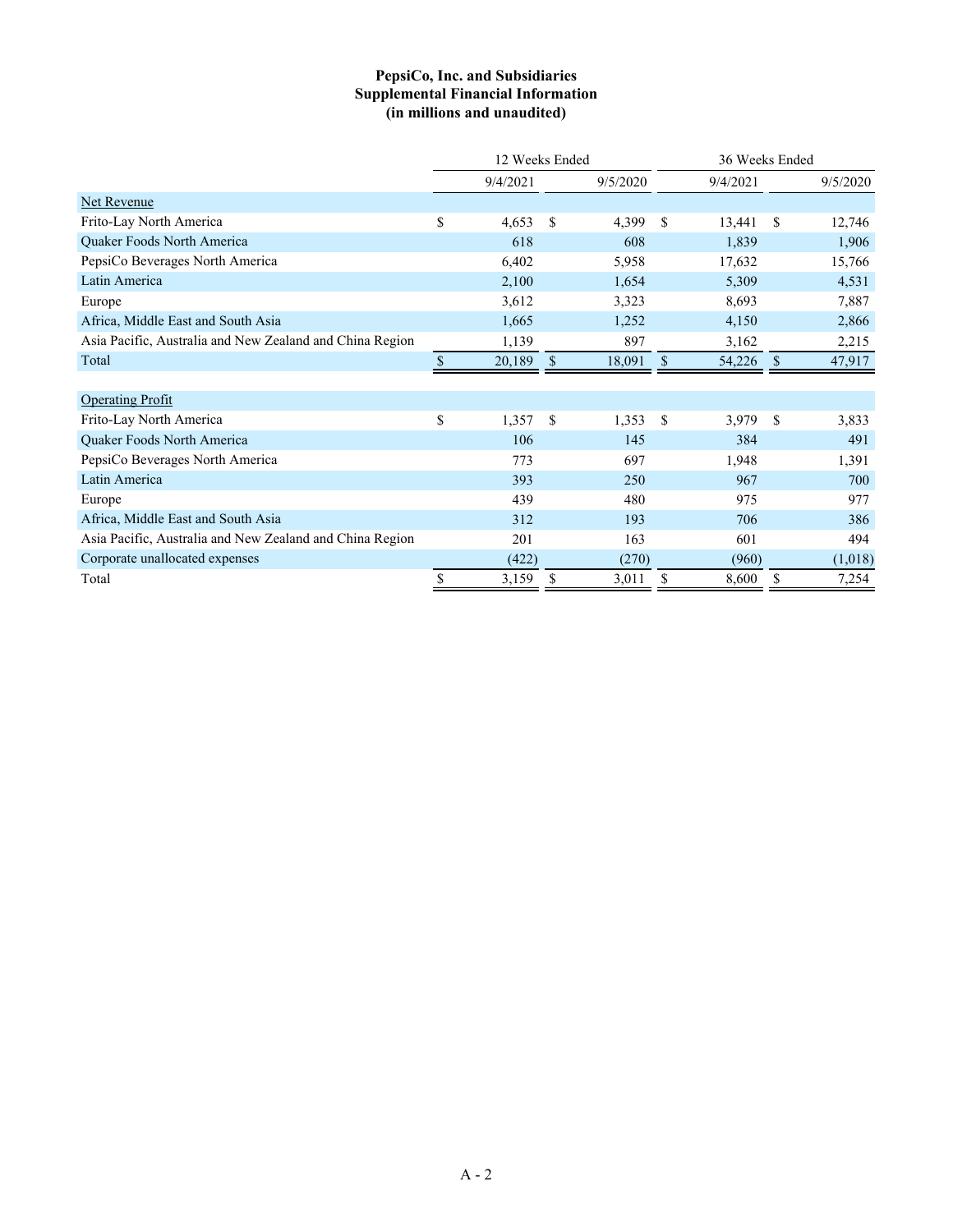**PepsiCo, Inc. and Subsidiaries**
**Supplemental Financial Information**
**(in millions and unaudited)**

| | 12 Weeks Ended | | 36 Weeks Ended | |
|---|---|---|---|---|
| | 9/4/2021 | 9/5/2020 | 9/4/2021 | 9/5/2020 |
| Net Revenue | | | | |
| Frito-Lay North America | $ 4,653 | $ 4,399 | $ 13,441 | $ 12,746 |
| Quaker Foods North America | 618 | 608 | 1,839 | 1,906 |
| PepsiCo Beverages North America | 6,402 | 5,958 | 17,632 | 15,766 |
| Latin America | 2,100 | 1,654 | 5,309 | 4,531 |
| Europe | 3,612 | 3,323 | 8,693 | 7,887 |
| Africa, Middle East and South Asia | 1,665 | 1,252 | 4,150 | 2,866 |
| Asia Pacific, Australia and New Zealand and China Region | 1,139 | 897 | 3,162 | 2,215 |
| Total | $ 20,189 | $ 18,091 | $ 54,226 | $ 47,917 |
| | | | | |
| Operating Profit | | | | |
| Frito-Lay North America | $ 1,357 | $ 1,353 | $ 3,979 | $ 3,833 |
| Quaker Foods North America | 106 | 145 | 384 | 491 |
| PepsiCo Beverages North America | 773 | 697 | 1,948 | 1,391 |
| Latin America | 393 | 250 | 967 | 700 |
| Europe | 439 | 480 | 975 | 977 |
| Africa, Middle East and South Asia | 312 | 193 | 706 | 386 |
| Asia Pacific, Australia and New Zealand and China Region | 201 | 163 | 601 | 494 |
| Corporate unallocated expenses | (422) | (270) | (960) | (1,018) |
| Total | $ 3,159 | $ 3,011 | $ 8,600 | $ 7,254 |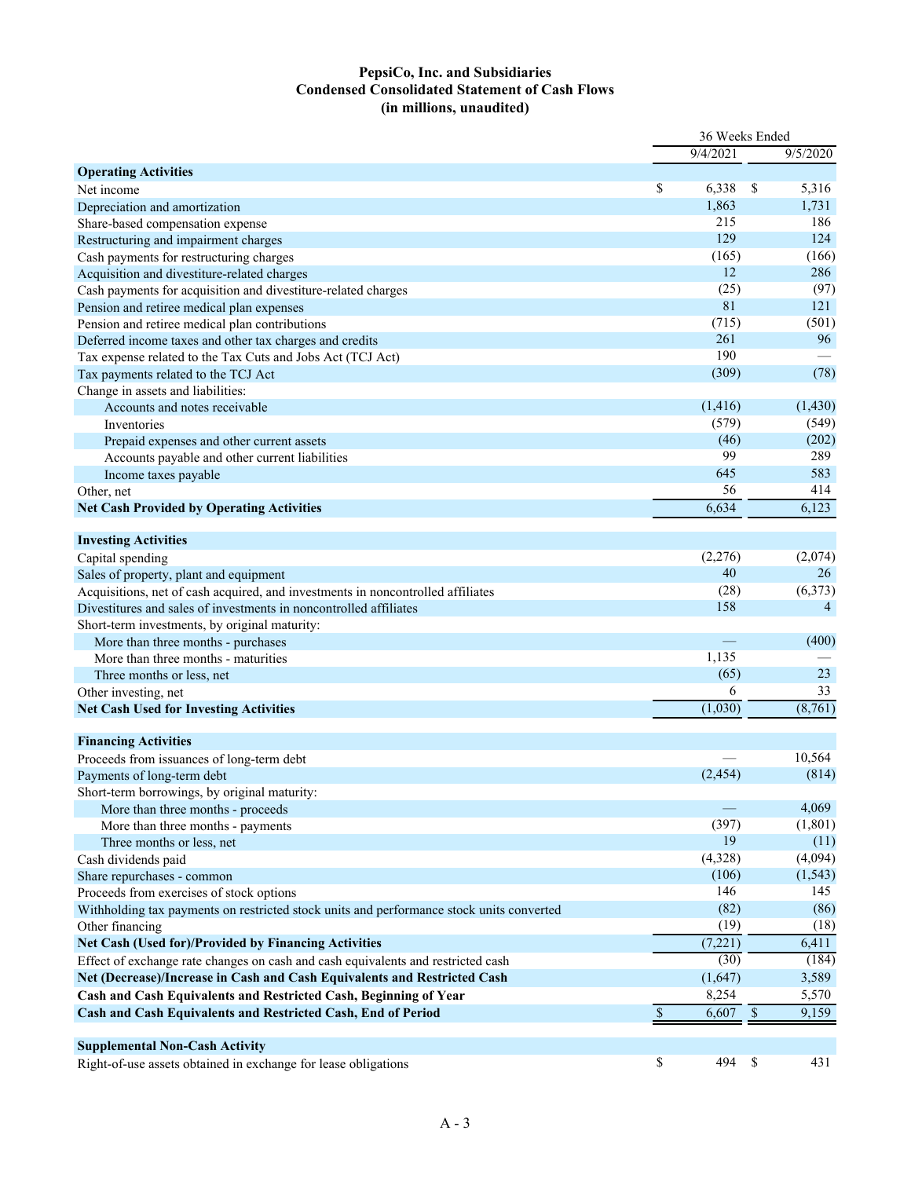# PepsiCo, Inc. and Subsidiaries
## Condensed Consolidated Statement of Cash Flows
### (in millions, unaudited)

| | 36 Weeks Ended | |
|---|---|---|
| | 9/4/2021 | 9/5/2020 |
| **Operating Activities** | | |
| Net income | $ 6,338 | $ 5,316 |
| Depreciation and amortization | 1,863 | 1,731 |
| Share-based compensation expense | 215 | 186 |
| Restructuring and impairment charges | 129 | 124 |
| Cash payments for restructuring charges | (165) | (166) |
| Acquisition and divestiture-related charges | 12 | 286 |
| Cash payments for acquisition and divestiture-related charges | (25) | (97) |
| Pension and retiree medical plan expenses | 81 | 121 |
| Pension and retiree medical plan contributions | (715) | (501) |
| Deferred income taxes and other tax charges and credits | 261 | 96 |
| Tax expense related to the Tax Cuts and Jobs Act (TCJ Act) | 190 | — |
| Tax payments related to the TCJ Act | (309) | (78) |
| Change in assets and liabilities: | | |
| Accounts and notes receivable | (1,416) | (1,430) |
| Inventories | (579) | (549) |
| Prepaid expenses and other current assets | (46) | (202) |
| Accounts payable and other current liabilities | 99 | 289 |
| Income taxes payable | 645 | 583 |
| Other, net | 56 | 414 |
| **Net Cash Provided by Operating Activities** | 6,634 | 6,123 |
| | | |
| **Investing Activities** | | |
| Capital spending | (2,276) | (2,074) |
| Sales of property, plant and equipment | 40 | 26 |
| Acquisitions, net of cash acquired, and investments in noncontrolled affiliates | (28) | (6,373) |
| Divestitures and sales of investments in noncontrolled affiliates | 158 | 4 |
| Short-term investments, by original maturity: | | |
| More than three months - purchases | — | (400) |
| More than three months - maturities | 1,135 | — |
| Three months or less, net | (65) | 23 |
| Other investing, net | 6 | 33 |
| **Net Cash Used for Investing Activities** | (1,030) | (8,761) |
| | | |
| **Financing Activities** | | |
| Proceeds from issuances of long-term debt | — | 10,564 |
| Payments of long-term debt | (2,454) | (814) |
| Short-term borrowings, by original maturity: | | |
| More than three months - proceeds | — | 4,069 |
| More than three months - payments | (397) | (1,801) |
| Three months or less, net | 19 | (11) |
| Cash dividends paid | (4,328) | (4,094) |
| Share repurchases - common | (106) | (1,543) |
| Proceeds from exercises of stock options | 146 | 145 |
| Withholding tax payments on restricted stock units and performance stock units converted | (82) | (86) |
| Other financing | (19) | (18) |
| **Net Cash (Used for)/Provided by Financing Activities** | (7,221) | 6,411 |
| Effect of exchange rate changes on cash and cash equivalents and restricted cash | (30) | (184) |
| **Net (Decrease)/Increase in Cash and Cash Equivalents and Restricted Cash** | (1,647) | 3,589 |
| **Cash and Cash Equivalents and Restricted Cash, Beginning of Year** | 8,254 | 5,570 |
| **Cash and Cash Equivalents and Restricted Cash, End of Period** | $ 6,607 | $ 9,159 |
| | | |
| **Supplemental Non-Cash Activity** | | |
| Right-of-use assets obtained in exchange for lease obligations | $ 494 | $ 431 |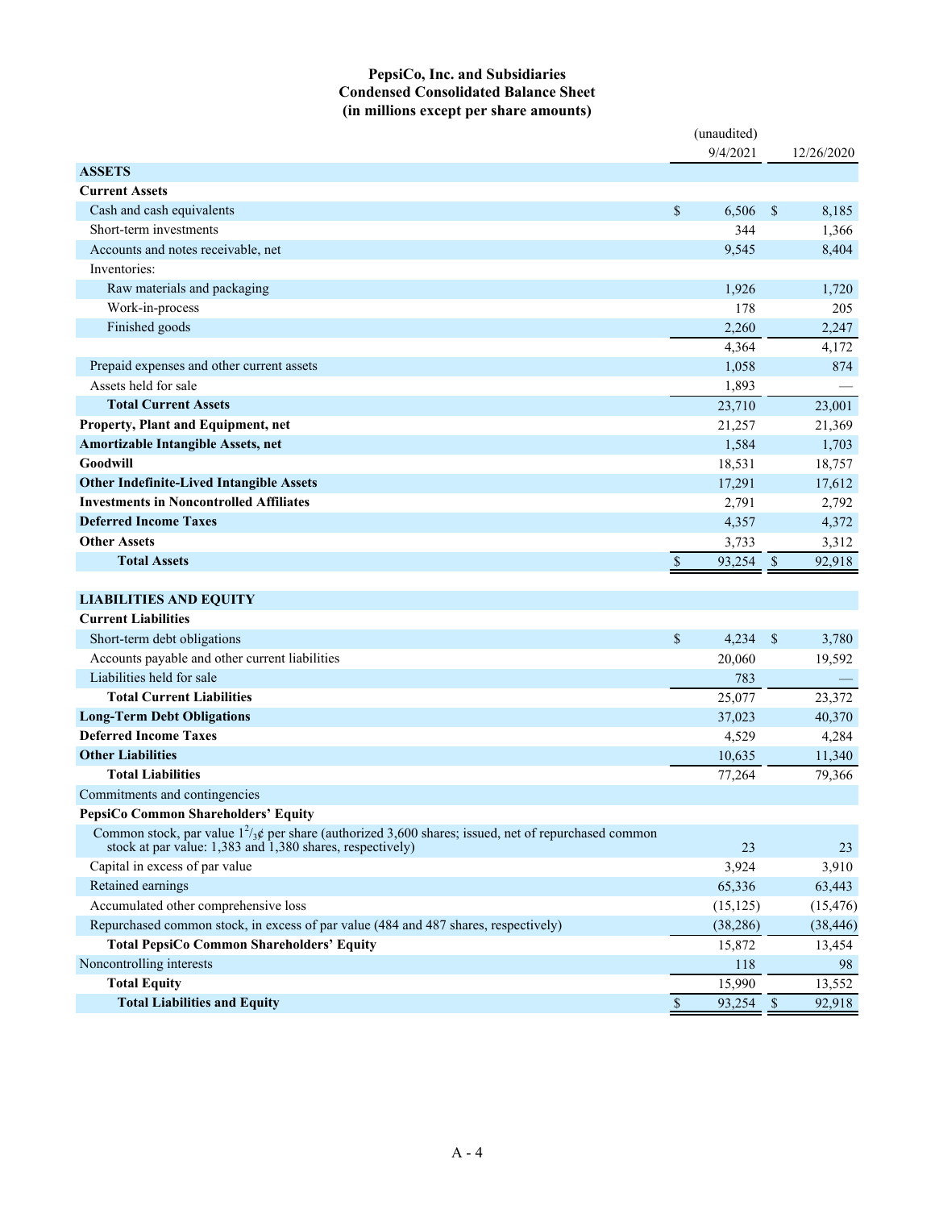# PepsiCo, Inc. and Subsidiaries
## Condensed Consolidated Balance Sheet
### (in millions except per share amounts)

| | (unaudited) 9/4/2021 | 12/26/2020 |
|---|---|---|
| **ASSETS** | | |
| **Current Assets** | | |
| Cash and cash equivalents | $ 6,506 | $ 8,185 |
| Short-term investments | 344 | 1,366 |
| Accounts and notes receivable, net | 9,545 | 8,404 |
| Inventories: | | |
| Raw materials and packaging | 1,926 | 1,720 |
| Work-in-process | 178 | 205 |
| Finished goods | 2,260 | 2,247 |
| | 4,364 | 4,172 |
| Prepaid expenses and other current assets | 1,058 | 874 |
| Assets held for sale | 1,893 | — |
| **Total Current Assets** | 23,710 | 23,001 |
| **Property, Plant and Equipment, net** | 21,257 | 21,369 |
| **Amortizable Intangible Assets, net** | 1,584 | 1,703 |
| **Goodwill** | 18,531 | 18,757 |
| **Other Indefinite-Lived Intangible Assets** | 17,291 | 17,612 |
| **Investments in Noncontrolled Affiliates** | 2,791 | 2,792 |
| **Deferred Income Taxes** | 4,357 | 4,372 |
| **Other Assets** | 3,733 | 3,312 |
| **Total Assets** | $ 93,254 | $ 92,918 |
| | | |
| **LIABILITIES AND EQUITY** | | |
| **Current Liabilities** | | |
| Short-term debt obligations | $ 4,234 | $ 3,780 |
| Accounts payable and other current liabilities | 20,060 | 19,592 |
| Liabilities held for sale | 783 | — |
| **Total Current Liabilities** | 25,077 | 23,372 |
| **Long-Term Debt Obligations** | 37,023 | 40,370 |
| **Deferred Income Taxes** | 4,529 | 4,284 |
| **Other Liabilities** | 10,635 | 11,340 |
| **Total Liabilities** | 77,264 | 79,366 |
| Commitments and contingencies | | |
| **PepsiCo Common Shareholders' Equity** | | |
| Common stock, par value $1^{2}/_{3}$¢ per share (authorized 3,600 shares; issued, net of repurchased common stock at par value: 1,383 and 1,380 shares, respectively) | 23 | 23 |
| Capital in excess of par value | 3,924 | 3,910 |
| Retained earnings | 65,336 | 63,443 |
| Accumulated other comprehensive loss | (15,125) | (15,476) |
| Repurchased common stock, in excess of par value (484 and 487 shares, respectively) | (38,286) | (38,446) |
| **Total PepsiCo Common Shareholders' Equity** | 15,872 | 13,454 |
| Noncontrolling interests | 118 | 98 |
| **Total Equity** | 15,990 | 13,552 |
| **Total Liabilities and Equity** | $ 93,254 | $ 92,918 |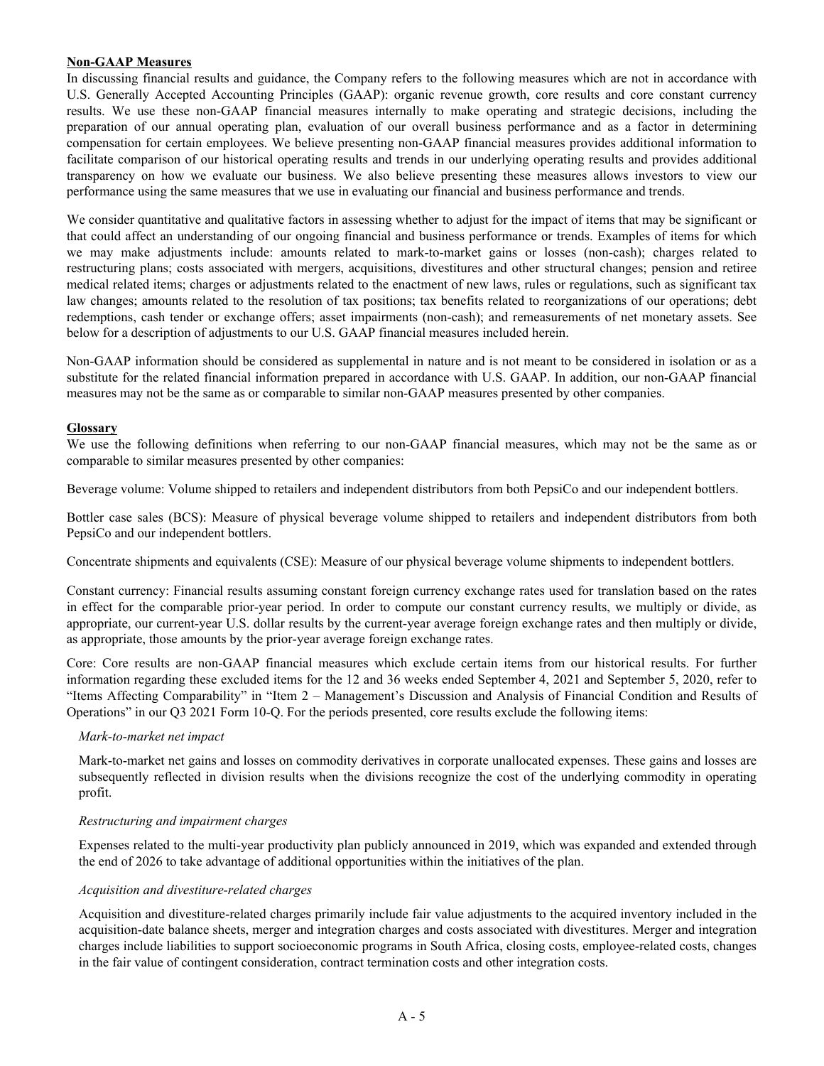## Non-GAAP Measures

In discussing financial results and guidance, the Company refers to the following measures which are not in accordance with U.S. Generally Accepted Accounting Principles (GAAP): organic revenue growth, core results and core constant currency results. We use these non-GAAP financial measures internally to make operating and strategic decisions, including the preparation of our annual operating plan, evaluation of our overall business performance and as a factor in determining compensation for certain employees. We believe presenting non-GAAP financial measures provides additional information to facilitate comparison of our historical operating results and trends in our underlying operating results and provides additional transparency on how we evaluate our business. We also believe presenting these measures allows investors to view our performance using the same measures that we use in evaluating our financial and business performance and trends.

We consider quantitative and qualitative factors in assessing whether to adjust for the impact of items that may be significant or that could affect an understanding of our ongoing financial and business performance or trends. Examples of items for which we may make adjustments include: amounts related to mark-to-market gains or losses (non-cash); charges related to restructuring plans; costs associated with mergers, acquisitions, divestitures and other structural changes; pension and retiree medical related items; charges or adjustments related to the enactment of new laws, rules or regulations, such as significant tax law changes; amounts related to the resolution of tax positions; tax benefits related to reorganizations of our operations; debt redemptions, cash tender or exchange offers; asset impairments (non-cash); and remeasurements of net monetary assets. See below for a description of adjustments to our U.S. GAAP financial measures included herein.

Non-GAAP information should be considered as supplemental in nature and is not meant to be considered in isolation or as a substitute for the related financial information prepared in accordance with U.S. GAAP. In addition, our non-GAAP financial measures may not be the same as or comparable to similar non-GAAP measures presented by other companies.

## Glossary

We use the following definitions when referring to our non-GAAP financial measures, which may not be the same as or comparable to similar measures presented by other companies:

Beverage volume: Volume shipped to retailers and independent distributors from both PepsiCo and our independent bottlers.

Bottler case sales (BCS): Measure of physical beverage volume shipped to retailers and independent distributors from both PepsiCo and our independent bottlers.

Concentrate shipments and equivalents (CSE): Measure of our physical beverage volume shipments to independent bottlers.

Constant currency: Financial results assuming constant foreign currency exchange rates used for translation based on the rates in effect for the comparable prior-year period. In order to compute our constant currency results, we multiply or divide, as appropriate, our current-year U.S. dollar results by the current-year average foreign exchange rates and then multiply or divide, as appropriate, those amounts by the prior-year average foreign exchange rates.

Core: Core results are non-GAAP financial measures which exclude certain items from our historical results. For further information regarding these excluded items for the 12 and 36 weeks ended September 4, 2021 and September 5, 2020, refer to "Items Affecting Comparability" in "Item 2 – Management's Discussion and Analysis of Financial Condition and Results of Operations" in our Q3 2021 Form 10-Q. For the periods presented, core results exclude the following items:

*Mark-to-market net impact*

Mark-to-market net gains and losses on commodity derivatives in corporate unallocated expenses. These gains and losses are subsequently reflected in division results when the divisions recognize the cost of the underlying commodity in operating profit.

*Restructuring and impairment charges*

Expenses related to the multi-year productivity plan publicly announced in 2019, which was expanded and extended through the end of 2026 to take advantage of additional opportunities within the initiatives of the plan.

*Acquisition and divestiture-related charges*

Acquisition and divestiture-related charges primarily include fair value adjustments to the acquired inventory included in the acquisition-date balance sheets, merger and integration charges and costs associated with divestitures. Merger and integration charges include liabilities to support socioeconomic programs in South Africa, closing costs, employee-related costs, changes in the fair value of contingent consideration, contract termination costs and other integration costs.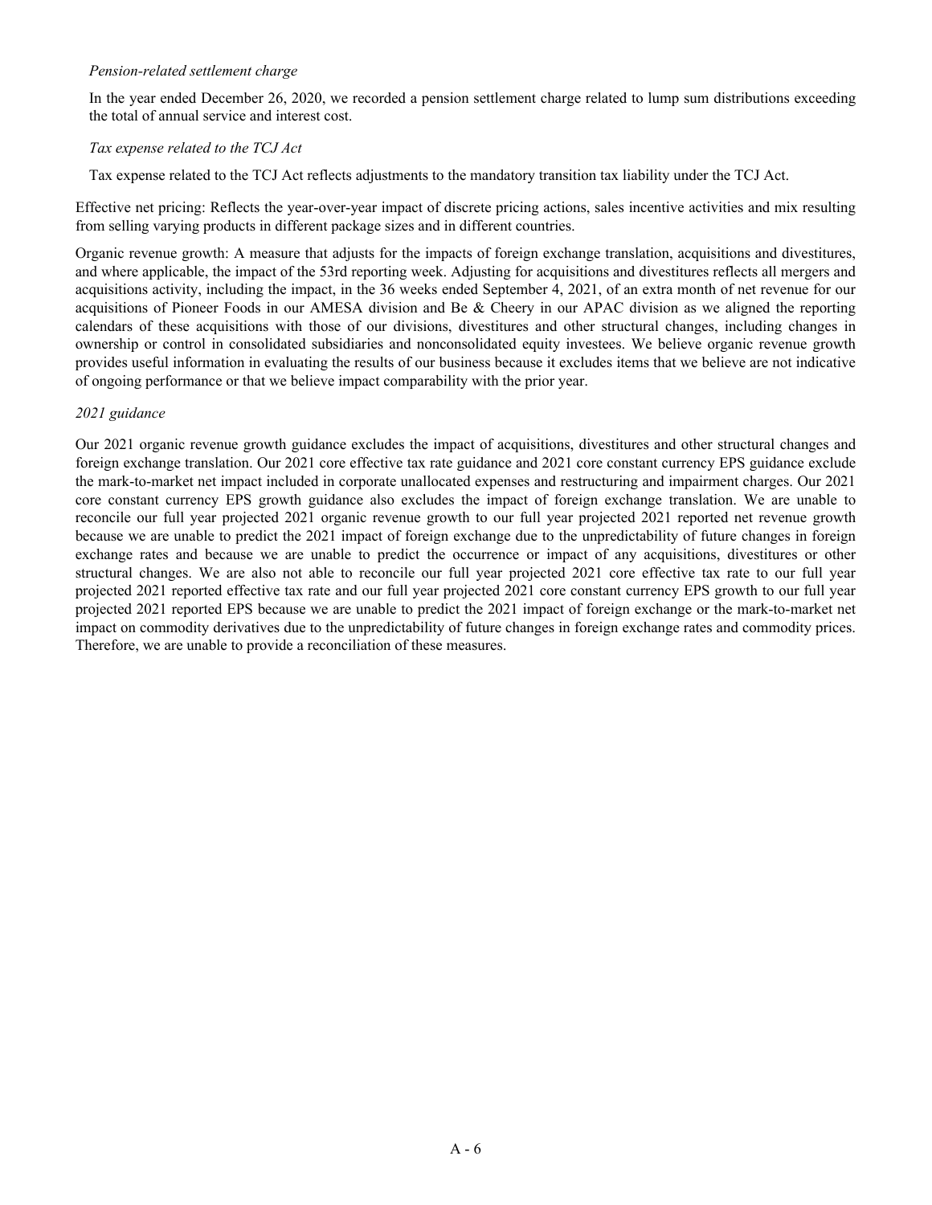*Pension-related settlement charge*

In the year ended December 26, 2020, we recorded a pension settlement charge related to lump sum distributions exceeding the total of annual service and interest cost.

*Tax expense related to the TCJ Act*

Tax expense related to the TCJ Act reflects adjustments to the mandatory transition tax liability under the TCJ Act.

Effective net pricing: Reflects the year-over-year impact of discrete pricing actions, sales incentive activities and mix resulting from selling varying products in different package sizes and in different countries.

Organic revenue growth: A measure that adjusts for the impacts of foreign exchange translation, acquisitions and divestitures, and where applicable, the impact of the 53rd reporting week. Adjusting for acquisitions and divestitures reflects all mergers and acquisitions activity, including the impact, in the 36 weeks ended September 4, 2021, of an extra month of net revenue for our acquisitions of Pioneer Foods in our AMESA division and Be & Cheery in our APAC division as we aligned the reporting calendars of these acquisitions with those of our divisions, divestitures and other structural changes, including changes in ownership or control in consolidated subsidiaries and nonconsolidated equity investees. We believe organic revenue growth provides useful information in evaluating the results of our business because it excludes items that we believe are not indicative of ongoing performance or that we believe impact comparability with the prior year.

*2021 guidance*

Our 2021 organic revenue growth guidance excludes the impact of acquisitions, divestitures and other structural changes and foreign exchange translation. Our 2021 core effective tax rate guidance and 2021 core constant currency EPS guidance exclude the mark-to-market net impact included in corporate unallocated expenses and restructuring and impairment charges. Our 2021 core constant currency EPS growth guidance also excludes the impact of foreign exchange translation. We are unable to reconcile our full year projected 2021 organic revenue growth to our full year projected 2021 reported net revenue growth because we are unable to predict the 2021 impact of foreign exchange due to the unpredictability of future changes in foreign exchange rates and because we are unable to predict the occurrence or impact of any acquisitions, divestitures or other structural changes. We are also not able to reconcile our full year projected 2021 core effective tax rate to our full year projected 2021 reported effective tax rate and our full year projected 2021 core constant currency EPS growth to our full year projected 2021 reported EPS because we are unable to predict the 2021 impact of foreign exchange or the mark-to-market net impact on commodity derivatives due to the unpredictability of future changes in foreign exchange rates and commodity prices. Therefore, we are unable to provide a reconciliation of these measures.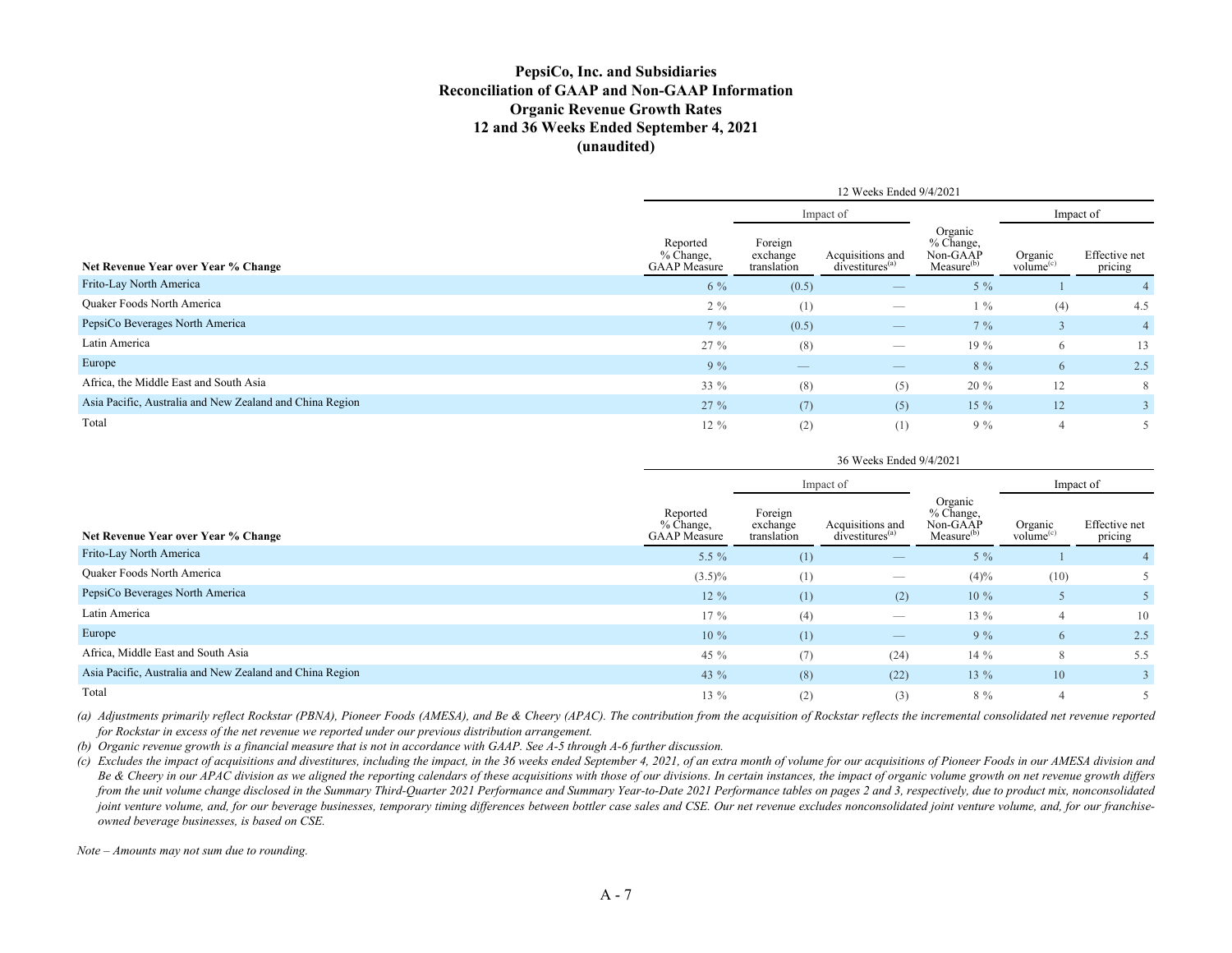# PepsiCo, Inc. and Subsidiaries
## Reconciliation of GAAP and Non-GAAP Information
## Organic Revenue Growth Rates
## 12 and 36 Weeks Ended September 4, 2021
## (unaudited)

| | 12 Weeks Ended 9/4/2021 | | | | | |
|---|---|---|---|---|---|---|
| | | Impact of | | | Impact of | |
| **Net Revenue Year over Year % Change** | Reported % Change, GAAP Measure | Foreign exchange translation | Acquisitions and divestitures[(a)] | Organic % Change, Non-GAAP Measure[(b)] | Organic volume[(c)] | Effective net pricing |
| Frito-Lay North America | 6 % | (0.5) | — | 5 % | 1 | 4 |
| Quaker Foods North America | 2 % | (1) | — | 1 % | (4) | 4.5 |
| PepsiCo Beverages North America | 7 % | (0.5) | — | 7 % | 3 | 4 |
| Latin America | 27 % | (8) | — | 19 % | 6 | 13 |
| Europe | 9 % | — | — | 8 % | 6 | 2.5 |
| Africa, the Middle East and South Asia | 33 % | (8) | (5) | 20 % | 12 | 8 |
| Asia Pacific, Australia and New Zealand and China Region | 27 % | (7) | (5) | 15 % | 12 | 3 |
| Total | 12 % | (2) | (1) | 9 % | 4 | 5 |

| | 36 Weeks Ended 9/4/2021 | | | | | |
|---|---|---|---|---|---|---|
| | | Impact of | | | Impact of | |
| **Net Revenue Year over Year % Change** | Reported % Change, GAAP Measure | Foreign exchange translation | Acquisitions and divestitures[(a)] | Organic % Change, Non-GAAP Measure[(b)] | Organic volume[(c)] | Effective net pricing |
| Frito-Lay North America | 5.5 % | (1) | — | 5 % | 1 | 4 |
| Quaker Foods North America | (3.5)% | (1) | — | (4)% | (10) | 5 |
| PepsiCo Beverages North America | 12 % | (1) | (2) | 10 % | 5 | 5 |
| Latin America | 17 % | (4) | — | 13 % | 4 | 10 |
| Europe | 10 % | (1) | — | 9 % | 6 | 2.5 |
| Africa, Middle East and South Asia | 45 % | (7) | (24) | 14 % | 8 | 5.5 |
| Asia Pacific, Australia and New Zealand and China Region | 43 % | (8) | (22) | 13 % | 10 | 3 |
| Total | 13 % | (2) | (3) | 8 % | 4 | 5 |

*(a) Adjustments primarily reflect Rockstar (PBNA), Pioneer Foods (AMESA), and Be & Cheery (APAC). The contribution from the acquisition of Rockstar reflects the incremental consolidated net revenue reported for Rockstar in excess of the net revenue we reported under our previous distribution arrangement.*

*(b) Organic revenue growth is a financial measure that is not in accordance with GAAP. See A-5 through A-6 further discussion.*

*(c) Excludes the impact of acquisitions and divestitures, including the impact, in the 36 weeks ended September 4, 2021, of an extra month of volume for our acquisitions of Pioneer Foods in our AMESA division and Be & Cheery in our APAC division as we aligned the reporting calendars of these acquisitions with those of our divisions. In certain instances, the impact of organic volume growth on net revenue growth differs from the unit volume change disclosed in the Summary Third-Quarter 2021 Performance and Summary Year-to-Date 2021 Performance tables on pages 2 and 3, respectively, due to product mix, nonconsolidated joint venture volume, and, for our beverage businesses, temporary timing differences between bottler case sales and CSE. Our net revenue excludes nonconsolidated joint venture volume, and, for our franchise-owned beverage businesses, is based on CSE.*

*Note – Amounts may not sum due to rounding.*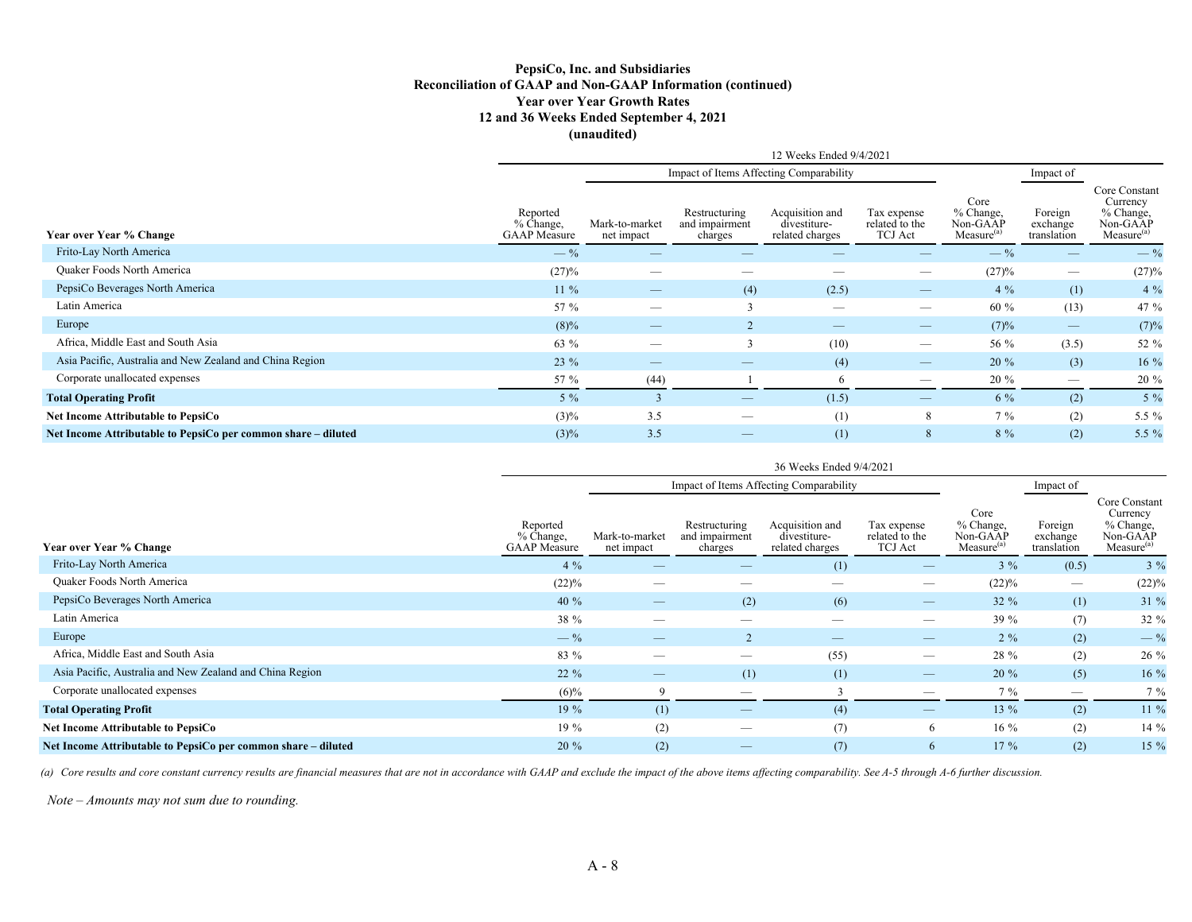**PepsiCo, Inc. and Subsidiaries**
**Reconciliation of GAAP and Non-GAAP Information (continued)**
**Year over Year Growth Rates**
**12 and 36 Weeks Ended September 4, 2021**
**(unaudited)**

| | 12 Weeks Ended 9/4/2021 | | | | | | | |
|---|---|---|---|---|---|---|---|---|
| | | Impact of Items Affecting Comparability | | | | | Impact of | |
| **Year over Year % Change** | Reported % Change, GAAP Measure | Mark-to-market net impact | Restructuring and impairment charges | Acquisition and divestiture-related charges | Tax expense related to the TCJ Act | Core % Change, Non-GAAP Measure[(a)] | Foreign exchange translation | Core Constant Currency % Change, Non-GAAP Measure[(a)] |
| Frito-Lay North America | — % | — | — | — | — | — % | — | — % |
| Quaker Foods North America | (27)% | — | — | — | — | (27)% | — | (27)% |
| PepsiCo Beverages North America | 11 % | — | (4) | (2.5) | — | 4 % | (1) | 4 % |
| Latin America | 57 % | — | 3 | — | — | 60 % | (13) | 47 % |
| Europe | (8)% | — | 2 | — | — | (7)% | — | (7)% |
| Africa, Middle East and South Asia | 63 % | — | 3 | (10) | — | 56 % | (3.5) | 52 % |
| Asia Pacific, Australia and New Zealand and China Region | 23 % | — | — | (4) | — | 20 % | (3) | 16 % |
| Corporate unallocated expenses | 57 % | (44) | 1 | 6 | — | 20 % | — | 20 % |
| **Total Operating Profit** | 5 % | 3 | — | (1.5) | — | 6 % | (2) | 5 % |
| **Net Income Attributable to PepsiCo** | (3)% | 3.5 | — | (1) | 8 | 7 % | (2) | 5.5 % |
| **Net Income Attributable to PepsiCo per common share – diluted** | (3)% | 3.5 | — | (1) | 8 | 8 % | (2) | 5.5 % |

| | 36 Weeks Ended 9/4/2021 | | | | | | | |
|---|---|---|---|---|---|---|---|---|
| | | Impact of Items Affecting Comparability | | | | | Impact of | |
| **Year over Year % Change** | Reported % Change, GAAP Measure | Mark-to-market net impact | Restructuring and impairment charges | Acquisition and divestiture-related charges | Tax expense related to the TCJ Act | Core % Change, Non-GAAP Measure[(a)] | Foreign exchange translation | Core Constant Currency % Change, Non-GAAP Measure[(a)] |
| Frito-Lay North America | 4 % | — | — | (1) | — | 3 % | (0.5) | 3 % |
| Quaker Foods North America | (22)% | — | — | — | — | (22)% | — | (22)% |
| PepsiCo Beverages North America | 40 % | — | (2) | (6) | — | 32 % | (1) | 31 % |
| Latin America | 38 % | — | — | — | — | 39 % | (7) | 32 % |
| Europe | — % | — | 2 | — | — | 2 % | (2) | — % |
| Africa, Middle East and South Asia | 83 % | — | — | (55) | — | 28 % | (2) | 26 % |
| Asia Pacific, Australia and New Zealand and China Region | 22 % | — | (1) | (1) | — | 20 % | (5) | 16 % |
| Corporate unallocated expenses | (6)% | 9 | — | 3 | — | 7 % | — | 7 % |
| **Total Operating Profit** | 19 % | (1) | — | (4) | — | 13 % | (2) | 11 % |
| **Net Income Attributable to PepsiCo** | 19 % | (2) | — | (7) | 6 | 16 % | (2) | 14 % |
| **Net Income Attributable to PepsiCo per common share – diluted** | 20 % | (2) | — | (7) | 6 | 17 % | (2) | 15 % |

*(a) Core results and core constant currency results are financial measures that are not in accordance with GAAP and exclude the impact of the above items affecting comparability. See A-5 through A-6 further discussion.*

*Note – Amounts may not sum due to rounding.*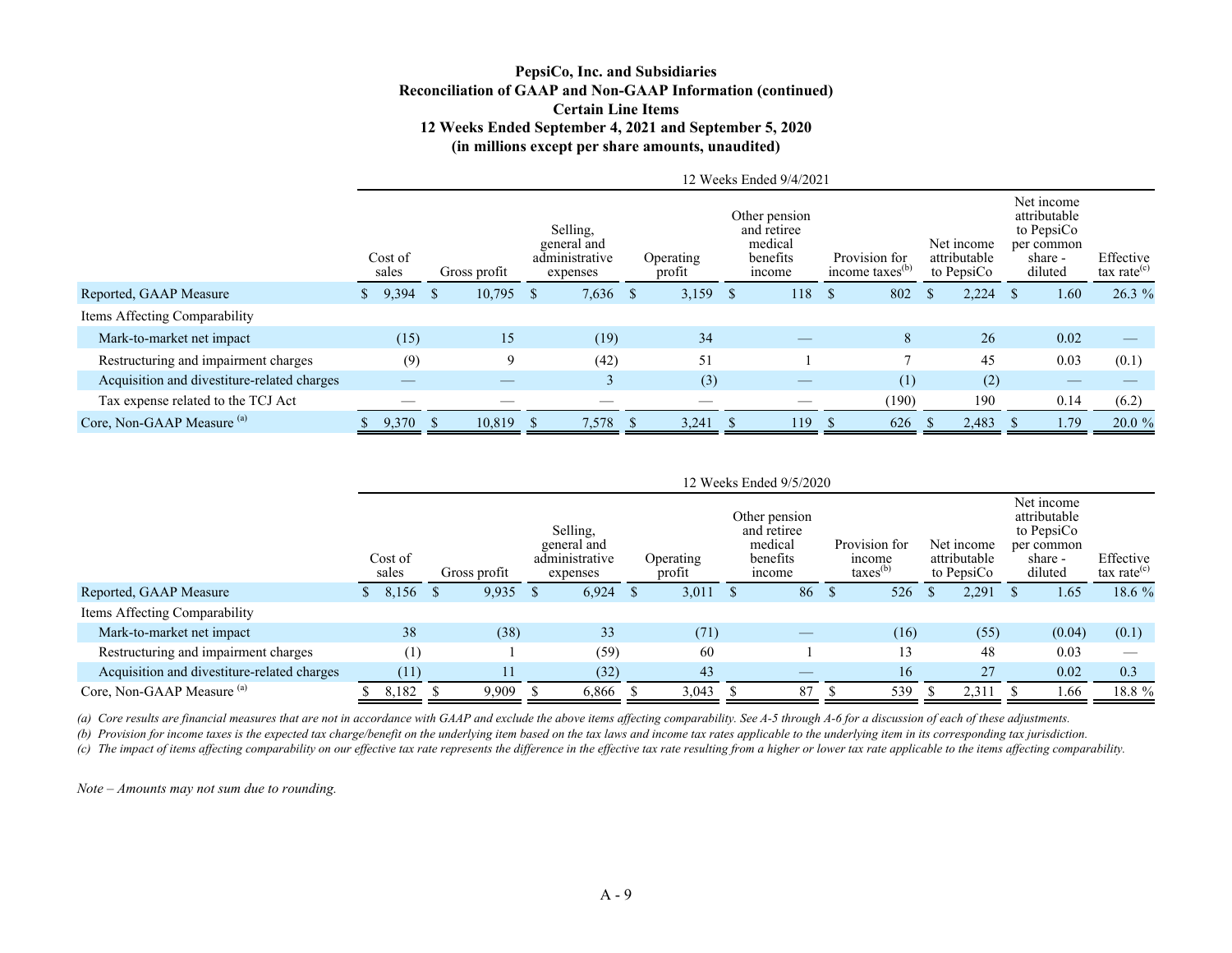**PepsiCo, Inc. and Subsidiaries**
**Reconciliation of GAAP and Non-GAAP Information (continued)**
**Certain Line Items**
**12 Weeks Ended September 4, 2021 and September 5, 2020**
**(in millions except per share amounts, unaudited)**

| | 12 Weeks Ended 9/4/2021 | | | | | | | | |
|---|---|---|---|---|---|---|---|---|---|
| | Cost of sales | Gross profit | Selling, general and administrative expenses | Operating profit | Other pension and retiree medical benefits income | Provision for income taxes[b] | Net income attributable to PepsiCo | Net income attributable to PepsiCo per common share - diluted | Effective tax rate[c] |
| Reported, GAAP Measure | $ 9,394 | $ 10,795 | $ 7,636 | $ 3,159 | $ 118 | $ 802 | $ 2,224 | $ 1.60 | 26.3 % |
| Items Affecting Comparability | | | | | | | | | |
| Mark-to-market net impact | (15) | 15 | (19) | 34 | — | 8 | 26 | 0.02 | — |
| Restructuring and impairment charges | (9) | 9 | (42) | 51 | 1 | 7 | 45 | 0.03 | (0.1) |
| Acquisition and divestiture-related charges | — | — | 3 | (3) | — | (1) | (2) | — | — |
| Tax expense related to the TCJ Act | — | — | — | — | — | (190) | 190 | 0.14 | (6.2) |
| Core, Non-GAAP Measure [a] | $ 9,370 | $ 10,819 | $ 7,578 | $ 3,241 | $ 119 | $ 626 | $ 2,483 | $ 1.79 | 20.0 % |

| | 12 Weeks Ended 9/5/2020 | | | | | | | | |
|---|---|---|---|---|---|---|---|---|---|
| | Cost of sales | Gross profit | Selling, general and administrative expenses | Operating profit | Other pension and retiree medical benefits income | Provision for income taxes[b] | Net income attributable to PepsiCo | Net income attributable to PepsiCo per common share - diluted | Effective tax rate[c] |
| Reported, GAAP Measure | $ 8,156 | $ 9,935 | $ 6,924 | $ 3,011 | $ 86 | $ 526 | $ 2,291 | $ 1.65 | 18.6 % |
| Items Affecting Comparability | | | | | | | | | |
| Mark-to-market net impact | 38 | (38) | 33 | (71) | — | (16) | (55) | (0.04) | (0.1) |
| Restructuring and impairment charges | (1) | 1 | (59) | 60 | 1 | 13 | 48 | 0.03 | — |
| Acquisition and divestiture-related charges | (11) | 11 | (32) | 43 | — | 16 | 27 | 0.02 | 0.3 |
| Core, Non-GAAP Measure [a] | $ 8,182 | $ 9,909 | $ 6,866 | $ 3,043 | $ 87 | $ 539 | $ 2,311 | $ 1.66 | 18.8 % |

*(a) Core results are financial measures that are not in accordance with GAAP and exclude the above items affecting comparability. See A-5 through A-6 for a discussion of each of these adjustments.*

*(b) Provision for income taxes is the expected tax charge/benefit on the underlying item based on the tax laws and income tax rates applicable to the underlying item in its corresponding tax jurisdiction.*

*(c) The impact of items affecting comparability on our effective tax rate represents the difference in the effective tax rate resulting from a higher or lower tax rate applicable to the items affecting comparability.*

*Note – Amounts may not sum due to rounding.*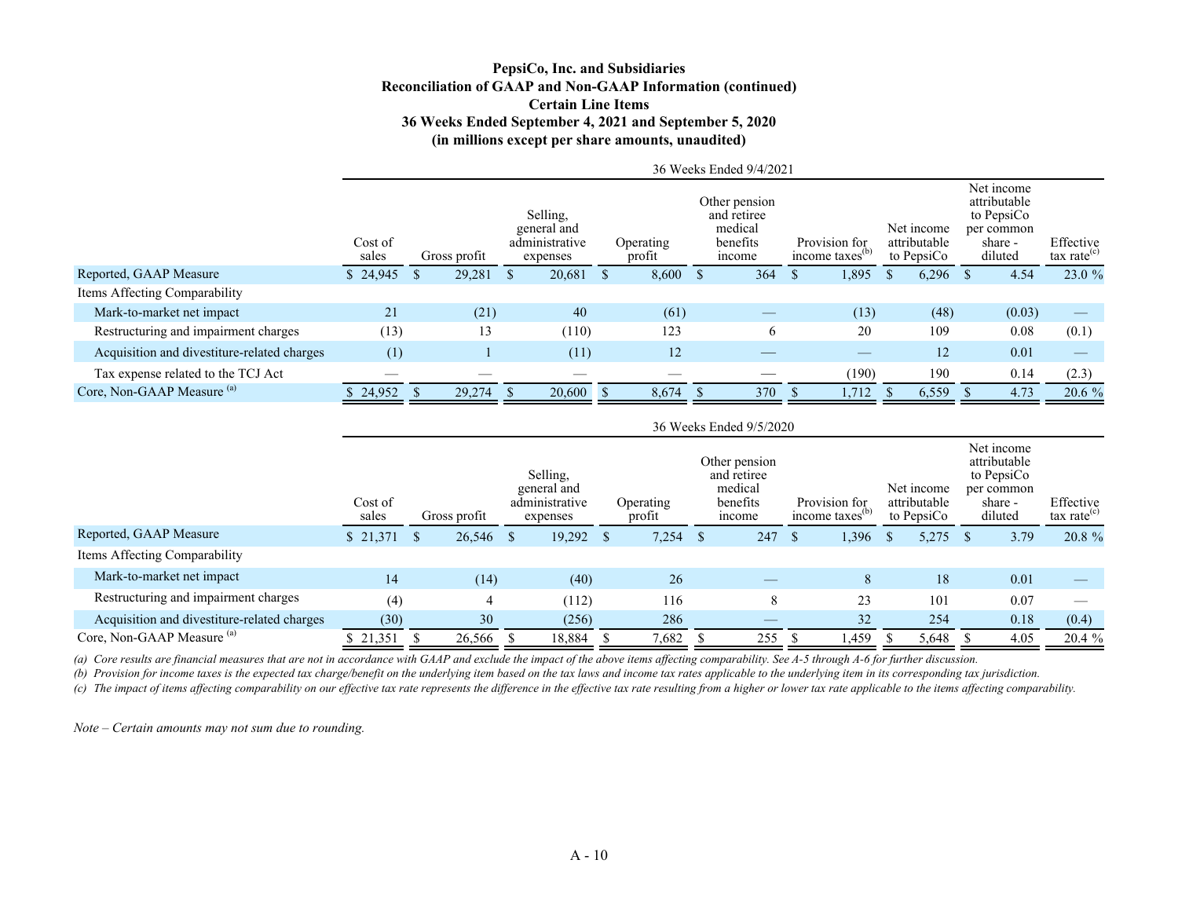# PepsiCo, Inc. and Subsidiaries
## Reconciliation of GAAP and Non-GAAP Information (continued)
## Certain Line Items
## 36 Weeks Ended September 4, 2021 and September 5, 2020
## (in millions except per share amounts, unaudited)

| | 36 Weeks Ended 9/4/2021 | | | | | | | | |
|---|---|---|---|---|---|---|---|---|---|
| | Cost of sales | Gross profit | Selling, general and administrative expenses | Operating profit | Other pension and retiree medical benefits income | Provision for income taxes[b] | Net income attributable to PepsiCo | Net income attributable to PepsiCo per common share - diluted | Effective tax rate[c] |
| Reported, GAAP Measure | $ 24,945 | $ 29,281 | $ 20,681 | $ 8,600 | $ 364 | $ 1,895 | $ 6,296 | $ 4.54 | 23.0 % |
| Items Affecting Comparability | | | | | | | | | |
| Mark-to-market net impact | 21 | (21) | 40 | (61) | — | (13) | (48) | (0.03) | — |
| Restructuring and impairment charges | (13) | 13 | (110) | 123 | 6 | 20 | 109 | 0.08 | (0.1) |
| Acquisition and divestiture-related charges | (1) | 1 | (11) | 12 | — | — | 12 | 0.01 | — |
| Tax expense related to the TCJ Act | — | — | — | — | — | (190) | 190 | 0.14 | (2.3) |
| Core, Non-GAAP Measure [a] | $ 24,952 | $ 29,274 | $ 20,600 | $ 8,674 | $ 370 | $ 1,712 | $ 6,559 | $ 4.73 | 20.6 % |

| | 36 Weeks Ended 9/5/2020 | | | | | | | | |
|---|---|---|---|---|---|---|---|---|---|
| | Cost of sales | Gross profit | Selling, general and administrative expenses | Operating profit | Other pension and retiree medical benefits income | Provision for income taxes[b] | Net income attributable to PepsiCo | Net income attributable to PepsiCo per common share - diluted | Effective tax rate[c] |
| Reported, GAAP Measure | $ 21,371 | $ 26,546 | $ 19,292 | $ 7,254 | $ 247 | $ 1,396 | $ 5,275 | $ 3.79 | 20.8 % |
| Items Affecting Comparability | | | | | | | | | |
| Mark-to-market net impact | 14 | (14) | (40) | 26 | — | 8 | 18 | 0.01 | — |
| Restructuring and impairment charges | (4) | 4 | (112) | 116 | 8 | 23 | 101 | 0.07 | — |
| Acquisition and divestiture-related charges | (30) | 30 | (256) | 286 | — | 32 | 254 | 0.18 | (0.4) |
| Core, Non-GAAP Measure [a] | $ 21,351 | $ 26,566 | $ 18,884 | $ 7,682 | $ 255 | $ 1,459 | $ 5,648 | $ 4.05 | 20.4 % |

*(a) Core results are financial measures that are not in accordance with GAAP and exclude the impact of the above items affecting comparability. See A-5 through A-6 for further discussion.*

*(b) Provision for income taxes is the expected tax charge/benefit on the underlying item based on the tax laws and income tax rates applicable to the underlying item in its corresponding tax jurisdiction.*

*(c) The impact of items affecting comparability on our effective tax rate represents the difference in the effective tax rate resulting from a higher or lower tax rate applicable to the items affecting comparability.*

*Note – Certain amounts may not sum due to rounding.*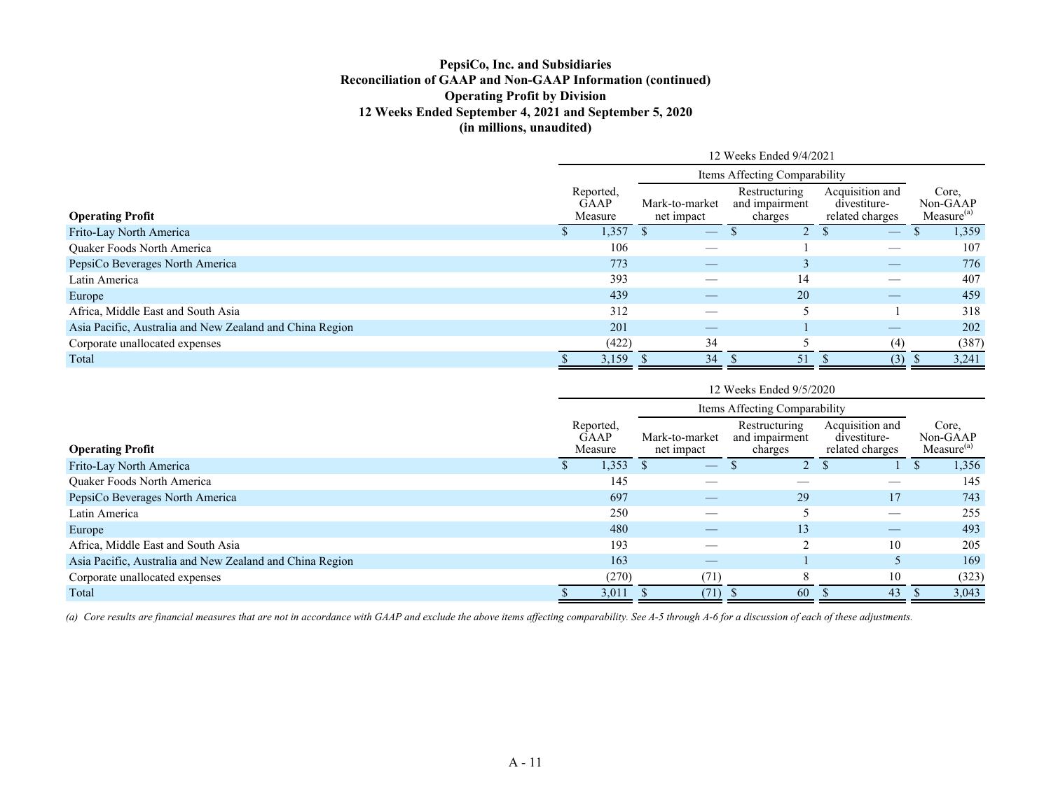**PepsiCo, Inc. and Subsidiaries**
**Reconciliation of GAAP and Non-GAAP Information (continued)**
**Operating Profit by Division**
**12 Weeks Ended September 4, 2021 and September 5, 2020**
**(in millions, unaudited)**

| | 12 Weeks Ended 9/4/2021 | | | | |
|---|---|---|---|---|---|
| | | Items Affecting Comparability | | | |
| **Operating Profit** | Reported, GAAP Measure | Mark-to-market net impact | Restructuring and impairment charges | Acquisition and divestiture-related charges | Core, Non-GAAP Measure[(a)] |
| Frito-Lay North America | $ 1,357 | $ — | $ 2 | $ — | $ 1,359 |
| Quaker Foods North America | 106 | — | 1 | — | 107 |
| PepsiCo Beverages North America | 773 | — | 3 | — | 776 |
| Latin America | 393 | — | 14 | — | 407 |
| Europe | 439 | — | 20 | — | 459 |
| Africa, Middle East and South Asia | 312 | — | 5 | 1 | 318 |
| Asia Pacific, Australia and New Zealand and China Region | 201 | — | 1 | — | 202 |
| Corporate unallocated expenses | (422) | 34 | 5 | (4) | (387) |
| Total | $ 3,159 | $ 34 | $ 51 | $ (3) | $ 3,241 |

| | 12 Weeks Ended 9/5/2020 | | | | |
|---|---|---|---|---|---|
| | | Items Affecting Comparability | | | |
| **Operating Profit** | Reported, GAAP Measure | Mark-to-market net impact | Restructuring and impairment charges | Acquisition and divestiture-related charges | Core, Non-GAAP Measure[(a)] |
| Frito-Lay North America | $ 1,353 | $ — | $ 2 | $ 1 | $ 1,356 |
| Quaker Foods North America | 145 | — | — | — | 145 |
| PepsiCo Beverages North America | 697 | — | 29 | 17 | 743 |
| Latin America | 250 | — | 5 | — | 255 |
| Europe | 480 | — | 13 | — | 493 |
| Africa, Middle East and South Asia | 193 | — | 2 | 10 | 205 |
| Asia Pacific, Australia and New Zealand and China Region | 163 | — | 1 | 5 | 169 |
| Corporate unallocated expenses | (270) | (71) | 8 | 10 | (323) |
| Total | $ 3,011 | $ (71) | $ 60 | $ 43 | $ 3,043 |

*(a) Core results are financial measures that are not in accordance with GAAP and exclude the above items affecting comparability. See A-5 through A-6 for a discussion of each of these adjustments.*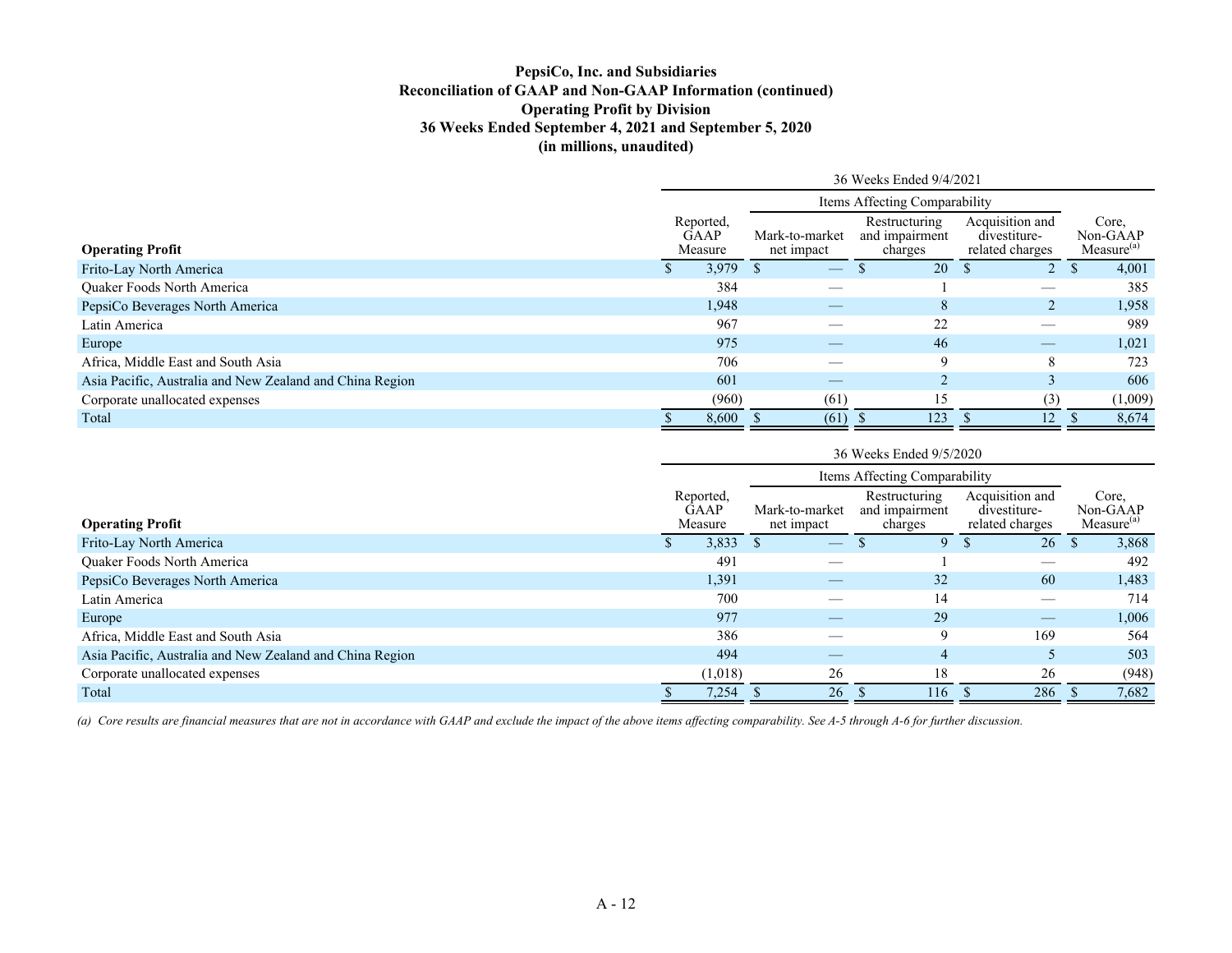**PepsiCo, Inc. and Subsidiaries**
**Reconciliation of GAAP and Non-GAAP Information (continued)**
**Operating Profit by Division**
**36 Weeks Ended September 4, 2021 and September 5, 2020**
**(in millions, unaudited)**

| | 36 Weeks Ended 9/4/2021 | | | | |
|---|---|---|---|---|---|
| | | Items Affecting Comparability | | | |
| **Operating Profit** | Reported, GAAP Measure | Mark-to-market net impact | Restructuring and impairment charges | Acquisition and divestiture-related charges | Core, Non-GAAP Measure[(a)] |
| Frito-Lay North America | $ 3,979 | $ — | $ 20 | $ 2 | $ 4,001 |
| Quaker Foods North America | 384 | — | 1 | — | 385 |
| PepsiCo Beverages North America | 1,948 | — | 8 | 2 | 1,958 |
| Latin America | 967 | — | 22 | — | 989 |
| Europe | 975 | — | 46 | — | 1,021 |
| Africa, Middle East and South Asia | 706 | — | 9 | 8 | 723 |
| Asia Pacific, Australia and New Zealand and China Region | 601 | — | 2 | 3 | 606 |
| Corporate unallocated expenses | (960) | (61) | 15 | (3) | (1,009) |
| Total | $ 8,600 | $ (61) | $ 123 | $ 12 | $ 8,674 |

| | 36 Weeks Ended 9/5/2020 | | | | |
|---|---|---|---|---|---|
| | | Items Affecting Comparability | | | |
| **Operating Profit** | Reported, GAAP Measure | Mark-to-market net impact | Restructuring and impairment charges | Acquisition and divestiture-related charges | Core, Non-GAAP Measure[(a)] |
| Frito-Lay North America | $ 3,833 | $ — | $ 9 | $ 26 | $ 3,868 |
| Quaker Foods North America | 491 | — | 1 | — | 492 |
| PepsiCo Beverages North America | 1,391 | — | 32 | 60 | 1,483 |
| Latin America | 700 | — | 14 | — | 714 |
| Europe | 977 | — | 29 | — | 1,006 |
| Africa, Middle East and South Asia | 386 | — | 9 | 169 | 564 |
| Asia Pacific, Australia and New Zealand and China Region | 494 | — | 4 | 5 | 503 |
| Corporate unallocated expenses | (1,018) | 26 | 18 | 26 | (948) |
| Total | $ 7,254 | $ 26 | $ 116 | $ 286 | $ 7,682 |

*(a) Core results are financial measures that are not in accordance with GAAP and exclude the impact of the above items affecting comparability. See A-5 through A-6 for further discussion.*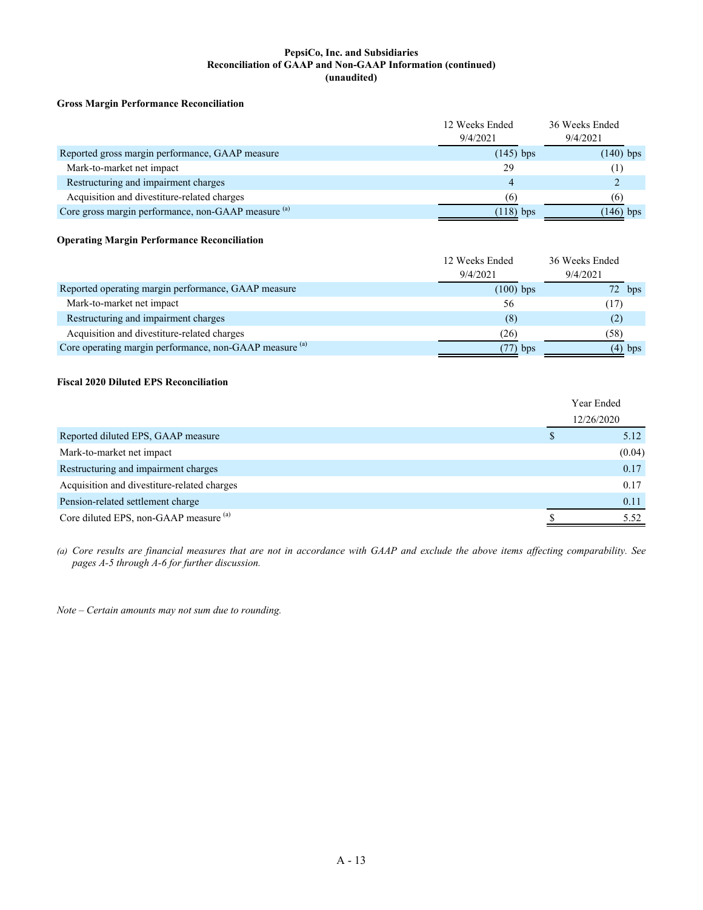**PepsiCo, Inc. and Subsidiaries**
**Reconciliation of GAAP and Non-GAAP Information (continued)**
**(unaudited)**

**Gross Margin Performance Reconciliation**

| | 12 Weeks Ended 9/4/2021 | 36 Weeks Ended 9/4/2021 |
|---|---|---|
| Reported gross margin performance, GAAP measure | (145) bps | (140) bps |
| Mark-to-market net impact | 29 | (1) |
| Restructuring and impairment charges | 4 | 2 |
| Acquisition and divestiture-related charges | (6) | (6) |
| Core gross margin performance, non-GAAP measure [(a)] | (118) bps | (146) bps |

**Operating Margin Performance Reconciliation**

| | 12 Weeks Ended 9/4/2021 | 36 Weeks Ended 9/4/2021 |
|---|---|---|
| Reported operating margin performance, GAAP measure | (100) bps | 72 bps |
| Mark-to-market net impact | 56 | (17) |
| Restructuring and impairment charges | (8) | (2) |
| Acquisition and divestiture-related charges | (26) | (58) |
| Core operating margin performance, non-GAAP measure [(a)] | (77) bps | (4) bps |

**Fiscal 2020 Diluted EPS Reconciliation**

| | Year Ended 12/26/2020 |
|---|---|
| Reported diluted EPS, GAAP measure | $ 5.12 |
| Mark-to-market net impact | (0.04) |
| Restructuring and impairment charges | 0.17 |
| Acquisition and divestiture-related charges | 0.17 |
| Pension-related settlement charge | 0.11 |
| Core diluted EPS, non-GAAP measure [(a)] | $ 5.52 |

*(a) Core results are financial measures that are not in accordance with GAAP and exclude the above items affecting comparability. See pages A-5 through A-6 for further discussion.*

*Note – Certain amounts may not sum due to rounding.*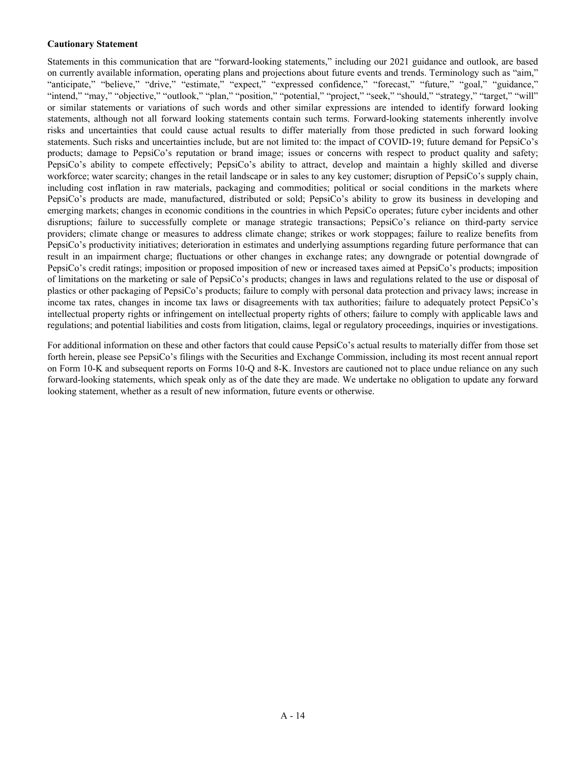**Cautionary Statement**

Statements in this communication that are "forward-looking statements," including our 2021 guidance and outlook, are based on currently available information, operating plans and projections about future events and trends. Terminology such as "aim," "anticipate," "believe," "drive," "estimate," "expect," "expressed confidence," "forecast," "future," "goal," "guidance," "intend," "may," "objective," "outlook," "plan," "position," "potential," "project," "seek," "should," "strategy," "target," "will" or similar statements or variations of such words and other similar expressions are intended to identify forward looking statements, although not all forward looking statements contain such terms. Forward-looking statements inherently involve risks and uncertainties that could cause actual results to differ materially from those predicted in such forward looking statements. Such risks and uncertainties include, but are not limited to: the impact of COVID-19; future demand for PepsiCo's products; damage to PepsiCo's reputation or brand image; issues or concerns with respect to product quality and safety; PepsiCo's ability to compete effectively; PepsiCo's ability to attract, develop and maintain a highly skilled and diverse workforce; water scarcity; changes in the retail landscape or in sales to any key customer; disruption of PepsiCo's supply chain, including cost inflation in raw materials, packaging and commodities; political or social conditions in the markets where PepsiCo's products are made, manufactured, distributed or sold; PepsiCo's ability to grow its business in developing and emerging markets; changes in economic conditions in the countries in which PepsiCo operates; future cyber incidents and other disruptions; failure to successfully complete or manage strategic transactions; PepsiCo's reliance on third-party service providers; climate change or measures to address climate change; strikes or work stoppages; failure to realize benefits from PepsiCo's productivity initiatives; deterioration in estimates and underlying assumptions regarding future performance that can result in an impairment charge; fluctuations or other changes in exchange rates; any downgrade or potential downgrade of PepsiCo's credit ratings; imposition or proposed imposition of new or increased taxes aimed at PepsiCo's products; imposition of limitations on the marketing or sale of PepsiCo's products; changes in laws and regulations related to the use or disposal of plastics or other packaging of PepsiCo's products; failure to comply with personal data protection and privacy laws; increase in income tax rates, changes in income tax laws or disagreements with tax authorities; failure to adequately protect PepsiCo's intellectual property rights or infringement on intellectual property rights of others; failure to comply with applicable laws and regulations; and potential liabilities and costs from litigation, claims, legal or regulatory proceedings, inquiries or investigations.

For additional information on these and other factors that could cause PepsiCo's actual results to materially differ from those set forth herein, please see PepsiCo's filings with the Securities and Exchange Commission, including its most recent annual report on Form 10-K and subsequent reports on Forms 10-Q and 8-K. Investors are cautioned not to place undue reliance on any such forward-looking statements, which speak only as of the date they are made. We undertake no obligation to update any forward looking statement, whether as a result of new information, future events or otherwise.